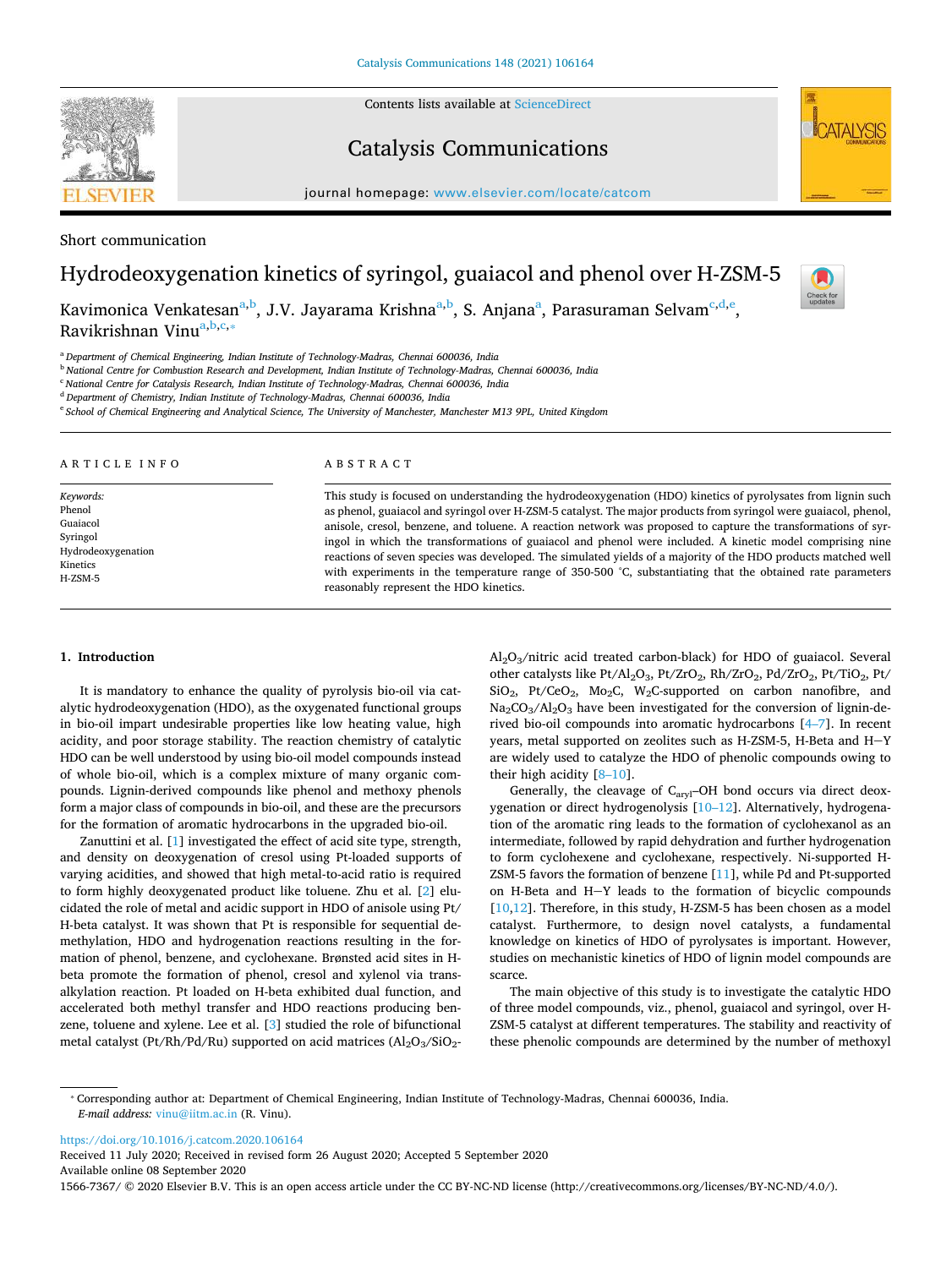Short communication

# Hydrodeoxygenation kinetics of syringol, guaiacol and phenol over H-ZSM-5

Kavimonica Venkatesan[a,b], J.V. Jayarama Krishna[a,b], S. Anjana[a], Parasuraman Selvam[c,d,e], Ravikrishnan Vinu[a,b,c,*]

[a] Department of Chemical Engineering, Indian Institute of Technology-Madras, Chennai 600036, India
[b] National Centre for Combustion Research and Development, Indian Institute of Technology-Madras, Chennai 600036, India
[c] National Centre for Catalysis Research, Indian Institute of Technology-Madras, Chennai 600036, India
[d] Department of Chemistry, Indian Institute of Technology-Madras, Chennai 600036, India
[e] School of Chemical Engineering and Analytical Science, The University of Manchester, Manchester M13 9PL, United Kingdom

## ARTICLE INFO

*Keywords:*
Phenol
Guaiacol
Syringol
Hydrodeoxygenation
Kinetics
H-ZSM-5

## ABSTRACT

This study is focused on understanding the hydrodeoxygenation (HDO) kinetics of pyrolysates from lignin such as phenol, guaiacol and syringol over H-ZSM-5 catalyst. The major products from syringol were guaiacol, phenol, anisole, cresol, benzene, and toluene. A reaction network was proposed to capture the transformations of syringol in which the transformations of guaiacol and phenol were included. A kinetic model comprising nine reactions of seven species was developed. The simulated yields of a majority of the HDO products matched well with experiments in the temperature range of 350-500 °C, substantiating that the obtained rate parameters reasonably represent the HDO kinetics.

## 1. Introduction

It is mandatory to enhance the quality of pyrolysis bio-oil via catalytic hydrodeoxygenation (HDO), as the oxygenated functional groups in bio-oil impart undesirable properties like low heating value, high acidity, and poor storage stability. The reaction chemistry of catalytic HDO can be well understood by using bio-oil model compounds instead of whole bio-oil, which is a complex mixture of many organic compounds. Lignin-derived compounds like phenol and methoxy phenols form a major class of compounds in bio-oil, and these are the precursors for the formation of aromatic hydrocarbons in the upgraded bio-oil.

Zanuttini et al. [1] investigated the effect of acid site type, strength, and density on deoxygenation of cresol using Pt-loaded supports of varying acidities, and showed that high metal-to-acid ratio is required to form highly deoxygenated product like toluene. Zhu et al. [2] elucidated the role of metal and acidic support in HDO of anisole using Pt/H-beta catalyst. It was shown that Pt is responsible for sequential demethylation, HDO and hydrogenation reactions resulting in the formation of phenol, benzene, and cyclohexane. Brønsted acid sites in H-beta promote the formation of phenol, cresol and xylenol via transalkylation reaction. Pt loaded on H-beta exhibited dual function, and accelerated both methyl transfer and HDO reactions producing benzene, toluene and xylene. Lee et al. [3] studied the role of bifunctional metal catalyst (Pt/Rh/Pd/Ru) supported on acid matrices ($Al_2O_3$/$SiO_2$-$Al_2O_3$/nitric acid treated carbon-black) for HDO of guaiacol. Several other catalysts like Pt/$Al_2O_3$, Pt/$ZrO_2$, Rh/$ZrO_2$, Pd/$ZrO_2$, Pt/$TiO_2$, Pt/$SiO_2$, Pt/$CeO_2$, $Mo_2C$, $W_2C$-supported on carbon nanofibre, and $Na_2CO_3$/$Al_2O_3$ have been investigated for the conversion of lignin-derived bio-oil compounds into aromatic hydrocarbons [4–7]. In recent years, metal supported on zeolites such as H-ZSM-5, H-Beta and H−Y are widely used to catalyze the HDO of phenolic compounds owing to their high acidity [8–10].

Generally, the cleavage of $C_{aryl}$–OH bond occurs via direct deoxygenation or direct hydrogenolysis [10–12]. Alternatively, hydrogenation of the aromatic ring leads to the formation of cyclohexanol as an intermediate, followed by rapid dehydration and further hydrogenation to form cyclohexene and cyclohexane, respectively. Ni-supported H-ZSM-5 favors the formation of benzene [11], while Pd and Pt-supported on H-Beta and H−Y leads to the formation of bicyclic compounds [10,12]. Therefore, in this study, H-ZSM-5 has been chosen as a model catalyst. Furthermore, to design novel catalysts, a fundamental knowledge on kinetics of HDO of pyrolysates is important. However, studies on mechanistic kinetics of HDO of lignin model compounds are scarce.

The main objective of this study is to investigate the catalytic HDO of three model compounds, viz., phenol, guaiacol and syringol, over H-ZSM-5 catalyst at different temperatures. The stability and reactivity of these phenolic compounds are determined by the number of methoxyl

* Corresponding author at: Department of Chemical Engineering, Indian Institute of Technology-Madras, Chennai 600036, India.
*E-mail address:* vinu@iitm.ac.in (R. Vinu).

https://doi.org/10.1016/j.catcom.2020.106164
Received 11 July 2020; Received in revised form 26 August 2020; Accepted 5 September 2020
Available online 08 September 2020
1566-7367/ © 2020 Elsevier B.V. This is an open access article under the CC BY-NC-ND license (http://creativecommons.org/licenses/BY-NC-ND/4.0/).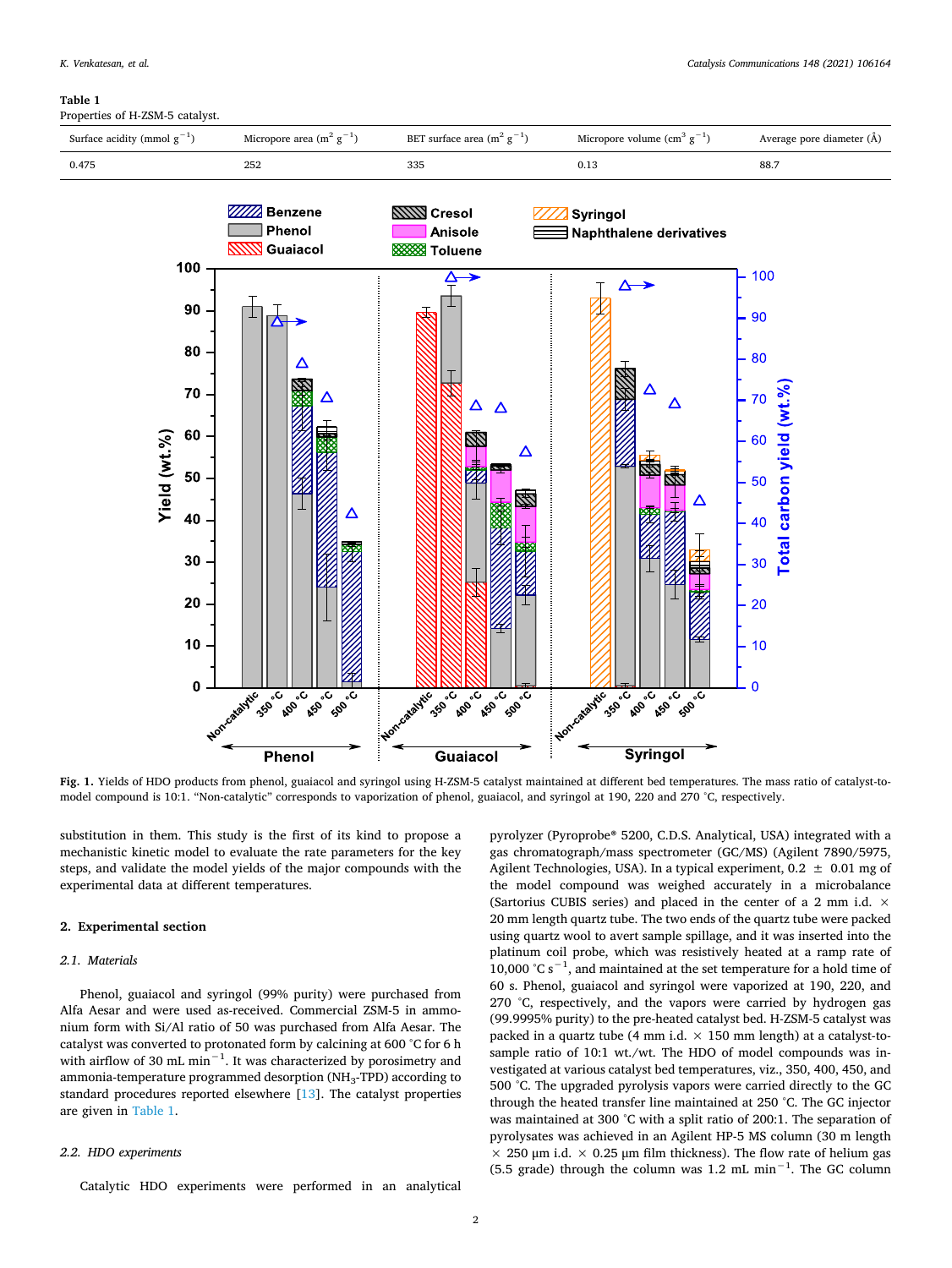**Table 1**
Properties of H-ZSM-5 catalyst.

| Surface acidity (mmol $g^{-1}$) | Micropore area ($m^2$ $g^{-1}$) | BET surface area ($m^2$ $g^{-1}$) | Micropore volume ($cm^3$ $g^{-1}$) | Average pore diameter (Å) |
|---|---|---|---|---|
| 0.475 | 252 | 335 | 0.13 | 88.7 |

**Fig. 1.** Yields of HDO products from phenol, guaiacol and syringol using H-ZSM-5 catalyst maintained at different bed temperatures. The mass ratio of catalyst-to-model compound is 10:1. "Non-catalytic" corresponds to vaporization of phenol, guaiacol, and syringol at 190, 220 and 270 °C, respectively.

substitution in them. This study is the first of its kind to propose a mechanistic kinetic model to evaluate the rate parameters for the key steps, and validate the model yields of the major compounds with the experimental data at different temperatures.

## 2. Experimental section

### 2.1. Materials

Phenol, guaiacol and syringol (99% purity) were purchased from Alfa Aesar and were used as-received. Commercial ZSM-5 in ammonium form with Si/Al ratio of 50 was purchased from Alfa Aesar. The catalyst was converted to protonated form by calcining at 600 °C for 6 h with airflow of 30 mL $min^{-1}$. It was characterized by porosimetry and ammonia-temperature programmed desorption ($NH_3$-TPD) according to standard procedures reported elsewhere [13]. The catalyst properties are given in Table 1.

### 2.2. HDO experiments

Catalytic HDO experiments were performed in an analytical pyrolyzer (Pyroprobe® 5200, C.D.S. Analytical, USA) integrated with a gas chromatograph/mass spectrometer (GC/MS) (Agilent 7890/5975, Agilent Technologies, USA). In a typical experiment, 0.2 ± 0.01 mg of the model compound was weighed accurately in a microbalance (Sartorius CUBIS series) and placed in the center of a 2 mm i.d. × 20 mm length quartz tube. The two ends of the quartz tube were packed using quartz wool to avert sample spillage, and it was inserted into the platinum coil probe, which was resistively heated at a ramp rate of 10,000 °C $s^{-1}$, and maintained at the set temperature for a hold time of 60 s. Phenol, guaiacol and syringol were vaporized at 190, 220, and 270 °C, respectively, and the vapors were carried by hydrogen gas (99.9995% purity) to the pre-heated catalyst bed. H-ZSM-5 catalyst was packed in a quartz tube (4 mm i.d. × 150 mm length) at a catalyst-to-sample ratio of 10:1 wt./wt. The HDO of model compounds was investigated at various catalyst bed temperatures, viz., 350, 400, 450, and 500 °C. The upgraded pyrolysis vapors were carried directly to the GC through the heated transfer line maintained at 250 °C. The GC injector was maintained at 300 °C with a split ratio of 200:1. The separation of pyrolysates was achieved in an Agilent HP-5 MS column (30 m length × 250 μm i.d. × 0.25 μm film thickness). The flow rate of helium gas (5.5 grade) through the column was 1.2 mL $min^{-1}$. The GC column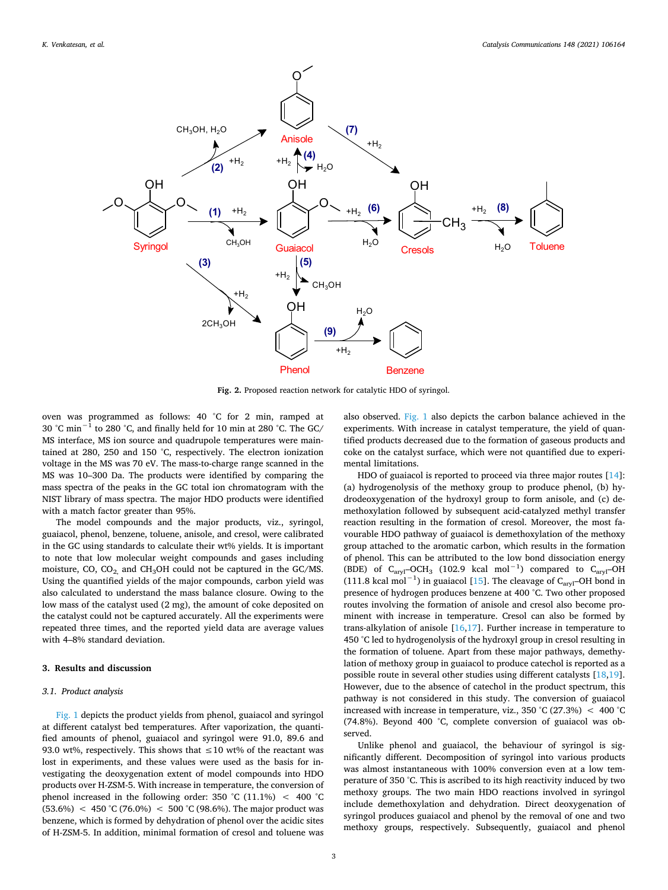Fig. 2. Proposed reaction network for catalytic HDO of syringol.

oven was programmed as follows: 40 °C for 2 min, ramped at 30 °C $min^{-1}$ to 280 °C, and finally held for 10 min at 280 °C. The GC/MS interface, MS ion source and quadrupole temperatures were maintained at 280, 250 and 150 °C, respectively. The electron ionization voltage in the MS was 70 eV. The mass-to-charge range scanned in the MS was 10–300 Da. The products were identified by comparing the mass spectra of the peaks in the GC total ion chromatogram with the NIST library of mass spectra. The major HDO products were identified with a match factor greater than 95%.

The model compounds and the major products, viz., syringol, guaiacol, phenol, benzene, toluene, anisole, and cresol, were calibrated in the GC using standards to calculate their wt% yields. It is important to note that low molecular weight compounds and gases including moisture, CO, $CO_2$, and $CH_3OH$ could not be captured in the GC/MS. Using the quantified yields of the major compounds, carbon yield was also calculated to understand the mass balance closure. Owing to the low mass of the catalyst used (2 mg), the amount of coke deposited on the catalyst could not be captured accurately. All the experiments were repeated three times, and the reported yield data are average values with 4–8% standard deviation.

## 3. Results and discussion

### 3.1. Product analysis

Fig. 1 depicts the product yields from phenol, guaiacol and syringol at different catalyst bed temperatures. After vaporization, the quantified amounts of phenol, guaiacol and syringol were 91.0, 89.6 and 93.0 wt%, respectively. This shows that ≤10 wt% of the reactant was lost in experiments, and these values were used as the basis for investigating the deoxygenation extent of model compounds into HDO products over H-ZSM-5. With increase in temperature, the conversion of phenol increased in the following order: 350 °C (11.1%) < 400 °C (53.6%) < 450 °C (76.0%) < 500 °C (98.6%). The major product was benzene, which is formed by dehydration of phenol over the acidic sites of H-ZSM-5. In addition, minimal formation of cresol and toluene was also observed. Fig. 1 also depicts the carbon balance achieved in the experiments. With increase in catalyst temperature, the yield of quantified products decreased due to the formation of gaseous products and coke on the catalyst surface, which were not quantified due to experimental limitations.

HDO of guaiacol is reported to proceed via three major routes [14]: (a) hydrogenolysis of the methoxy group to produce phenol, (b) hydrodeoxygenation of the hydroxyl group to form anisole, and (c) demethoxylation followed by subsequent acid-catalyzed methyl transfer reaction resulting in the formation of cresol. Moreover, the most favourable HDO pathway of guaiacol is demethoxylation of the methoxy group attached to the aromatic carbon, which results in the formation of phenol. This can be attributed to the low bond dissociation energy (BDE) of $C_{aryl}$–$OCH_3$ (102.9 kcal $mol^{-1}$) compared to $C_{aryl}$–OH (111.8 kcal $mol^{-1}$) in guaiacol [15]. The cleavage of $C_{aryl}$–OH bond in presence of hydrogen produces benzene at 400 °C. Two other proposed routes involving the formation of anisole and cresol also become prominent with increase in temperature. Cresol can also be formed by trans-alkylation of anisole [16,17]. Further increase in temperature to 450 °C led to hydrogenolysis of the hydroxyl group in cresol resulting in the formation of toluene. Apart from these major pathways, demethylation of methoxy group in guaiacol to produce catechol is reported as a possible route in several other studies using different catalysts [18,19]. However, due to the absence of catechol in the product spectrum, this pathway is not considered in this study. The conversion of guaiacol increased with increase in temperature, viz., 350 °C (27.3%) < 400 °C (74.8%). Beyond 400 °C, complete conversion of guaiacol was observed.

Unlike phenol and guaiacol, the behaviour of syringol is significantly different. Decomposition of syringol into various products was almost instantaneous with 100% conversion even at a low temperature of 350 °C. This is ascribed to its high reactivity induced by two methoxy groups. The two main HDO reactions involved in syringol include demethoxylation and dehydration. Direct deoxygenation of syringol produces guaiacol and phenol by the removal of one and two methoxy groups, respectively. Subsequently, guaiacol and phenol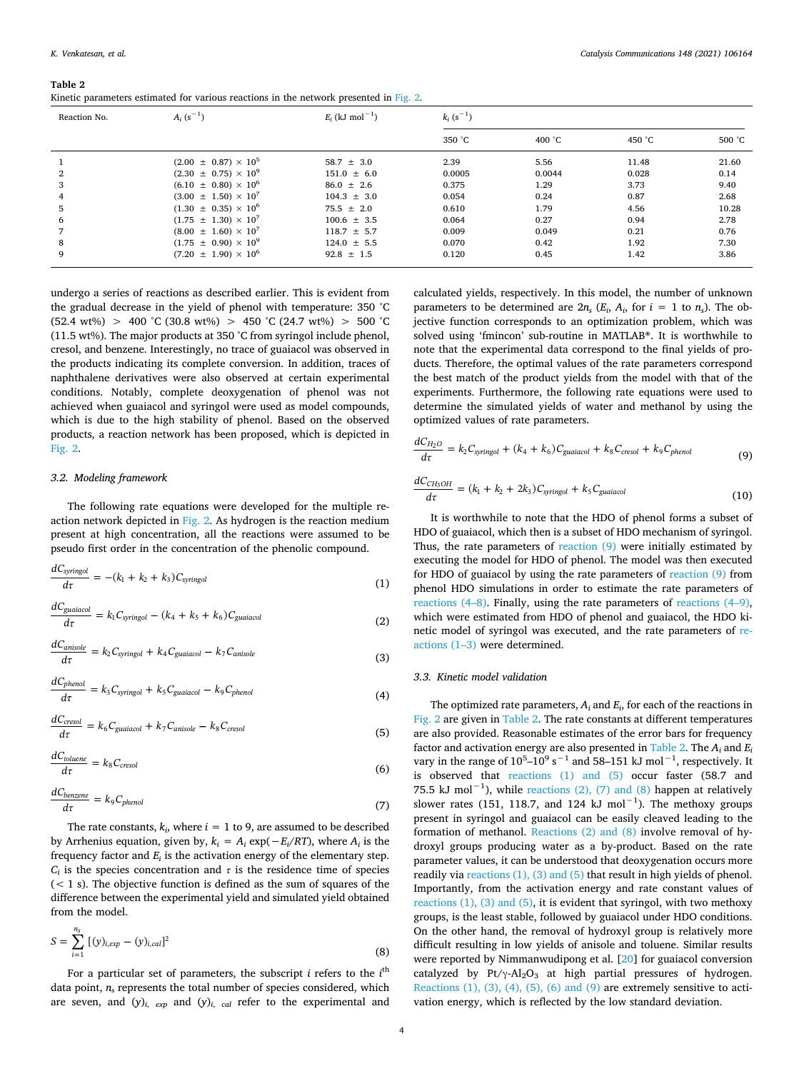**Table 2**
Kinetic parameters estimated for various reactions in the network presented in Fig. 2.

| Reaction No. | $A_i$ ($s^{-1}$) | $E_i$ (kJ $mol^{-1}$) | $k_i$ ($s^{-1}$) | | | |
|---|---|---|---|---|---|---|
| | | | 350 °C | 400 °C | 450 °C | 500 °C |
| 1 | $(2.00 \pm 0.87) \times 10^5$ | $58.7 \pm 3.0$ | 2.39 | 5.56 | 11.48 | 21.60 |
| 2 | $(2.30 \pm 0.75) \times 10^9$ | $151.0 \pm 6.0$ | 0.0005 | 0.0044 | 0.028 | 0.14 |
| 3 | $(6.10 \pm 0.80) \times 10^6$ | $86.0 \pm 2.6$ | 0.375 | 1.29 | 3.73 | 9.40 |
| 4 | $(3.00 \pm 1.50) \times 10^7$ | $104.3 \pm 3.0$ | 0.054 | 0.24 | 0.87 | 2.68 |
| 5 | $(1.30 \pm 0.35) \times 10^6$ | $75.5 \pm 2.0$ | 0.610 | 1.79 | 4.56 | 10.28 |
| 6 | $(1.75 \pm 1.30) \times 10^7$ | $100.6 \pm 3.5$ | 0.064 | 0.27 | 0.94 | 2.78 |
| 7 | $(8.00 \pm 1.60) \times 10^7$ | $118.7 \pm 5.7$ | 0.009 | 0.049 | 0.21 | 0.76 |
| 8 | $(1.75 \pm 0.90) \times 10^9$ | $124.0 \pm 5.5$ | 0.070 | 0.42 | 1.92 | 7.30 |
| 9 | $(7.20 \pm 1.90) \times 10^6$ | $92.8 \pm 1.5$ | 0.120 | 0.45 | 1.42 | 3.86 |

undergo a series of reactions as described earlier. This is evident from the gradual decrease in the yield of phenol with temperature: 350 °C (52.4 wt%) > 400 °C (30.8 wt%) > 450 °C (24.7 wt%) > 500 °C (11.5 wt%). The major products at 350 °C from syringol include phenol, cresol, and benzene. Interestingly, no trace of guaiacol was observed in the products indicating its complete conversion. In addition, traces of naphthalene derivatives were also observed at certain experimental conditions. Notably, complete deoxygenation of phenol was not achieved when guaiacol and syringol were used as model compounds, which is due to the high stability of phenol. Based on the observed products, a reaction network has been proposed, which is depicted in Fig. 2.

### 3.2. Modeling framework

The following rate equations were developed for the multiple reaction network depicted in Fig. 2. As hydrogen is the reaction medium present at high concentration, all the reactions were assumed to be pseudo first order in the concentration of the phenolic compound.

$$\frac{dC_{syringol}}{d\tau} = -(k_1 + k_2 + k_3)C_{syringol} \tag{1}$$

$$\frac{dC_{guaiacol}}{d\tau} = k_1 C_{syringol} - (k_4 + k_5 + k_6)C_{guaiacol} \tag{2}$$

$$\frac{dC_{anisole}}{d\tau} = k_2 C_{syringol} + k_4 C_{guaiacol} - k_7 C_{anisole} \tag{3}$$

$$\frac{dC_{phenol}}{d\tau} = k_3 C_{syringol} + k_5 C_{guaiacol} - k_9 C_{phenol} \tag{4}$$

$$\frac{dC_{cresol}}{d\tau} = k_6 C_{guaiacol} + k_7 C_{anisole} - k_8 C_{cresol} \tag{5}$$

$$\frac{dC_{toluene}}{d\tau} = k_8 C_{cresol} \tag{6}$$

$$\frac{dC_{benzene}}{d\tau} = k_9 C_{phenol} \tag{7}$$

The rate constants, $k_i$, where $i = 1$ to 9, are assumed to be described by Arrhenius equation, given by, $k_i = A_i \exp(-E_i/RT)$, where $A_i$ is the frequency factor and $E_i$ is the activation energy of the elementary step. $C_i$ is the species concentration and $\tau$ is the residence time of species (< 1 s). The objective function is defined as the sum of squares of the difference between the experimental yield and simulated yield obtained from the model.

$$S = \sum_{i=1}^{n_s} [(y)_{i,exp} - (y)_{i,cal}]^2 \tag{8}$$

For a particular set of parameters, the subscript $i$ refers to the $i^{th}$ data point, $n_s$ represents the total number of species considered, which are seven, and $(y)_{i,\ exp}$ and $(y)_{i,\ cal}$ refer to the experimental and calculated yields, respectively. In this model, the number of unknown parameters to be determined are $2n_s$ ($E_i$, $A_i$, for $i = 1$ to $n_s$). The objective function corresponds to an optimization problem, which was solved using 'fmincon' sub-routine in MATLAB®. It is worthwhile to note that the experimental data correspond to the final yields of products. Therefore, the optimal values of the rate parameters correspond the best match of the product yields from the model with that of the experiments. Furthermore, the following rate equations were used to determine the simulated yields of water and methanol by using the optimized values of rate parameters.

$$\frac{dC_{H_2O}}{d\tau} = k_2 C_{syringol} + (k_4 + k_6)C_{guaiacol} + k_8 C_{cresol} + k_9 C_{phenol} \tag{9}$$

$$\frac{dC_{CH_3OH}}{d\tau} = (k_1 + k_2 + 2k_3)C_{syringol} + k_5 C_{guaiacol} \tag{10}$$

It is worthwhile to note that the HDO of phenol forms a subset of HDO of guaiacol, which then is a subset of HDO mechanism of syringol. Thus, the rate parameters of reaction (9) were initially estimated by executing the model for HDO of phenol. The model was then executed for HDO of guaiacol by using the rate parameters of reaction (9) from phenol HDO simulations in order to estimate the rate parameters of reactions (4–8). Finally, using the rate parameters of reactions (4–9), which were estimated from HDO of phenol and guaiacol, the HDO kinetic model of syringol was executed, and the rate parameters of reactions (1–3) were determined.

### 3.3. Kinetic model validation

The optimized rate parameters, $A_i$ and $E_i$, for each of the reactions in Fig. 2 are given in Table 2. The rate constants at different temperatures are also provided. Reasonable estimates of the error bars for frequency factor and activation energy are also presented in Table 2. The $A_i$ and $E_i$ vary in the range of $10^5$–$10^9$ $s^{-1}$ and 58–151 kJ $mol^{-1}$, respectively. It is observed that reactions (1) and (5) occur faster (58.7 and 75.5 kJ $mol^{-1}$), while reactions (2), (7) and (8) happen at relatively slower rates (151, 118.7, and 124 kJ $mol^{-1}$). The methoxy groups present in syringol and guaiacol can be easily cleaved leading to the formation of methanol. Reactions (2) and (8) involve removal of hydroxyl groups producing water as a by-product. Based on the rate parameter values, it can be understood that deoxygenation occurs more readily via reactions (1), (3) and (5) that result in high yields of phenol. Importantly, from the activation energy and rate constant values of reactions (1), (3) and (5), it is evident that syringol, with two methoxy groups, is the least stable, followed by guaiacol under HDO conditions. On the other hand, the removal of hydroxyl group is relatively more difficult resulting in low yields of anisole and toluene. Similar results were reported by Nimmanwudipong et al. [20] for guaiacol conversion catalyzed by Pt/γ-$Al_2O_3$ at high partial pressures of hydrogen. Reactions (1), (3), (4), (5), (6) and (9) are extremely sensitive to activation energy, which is reflected by the low standard deviation.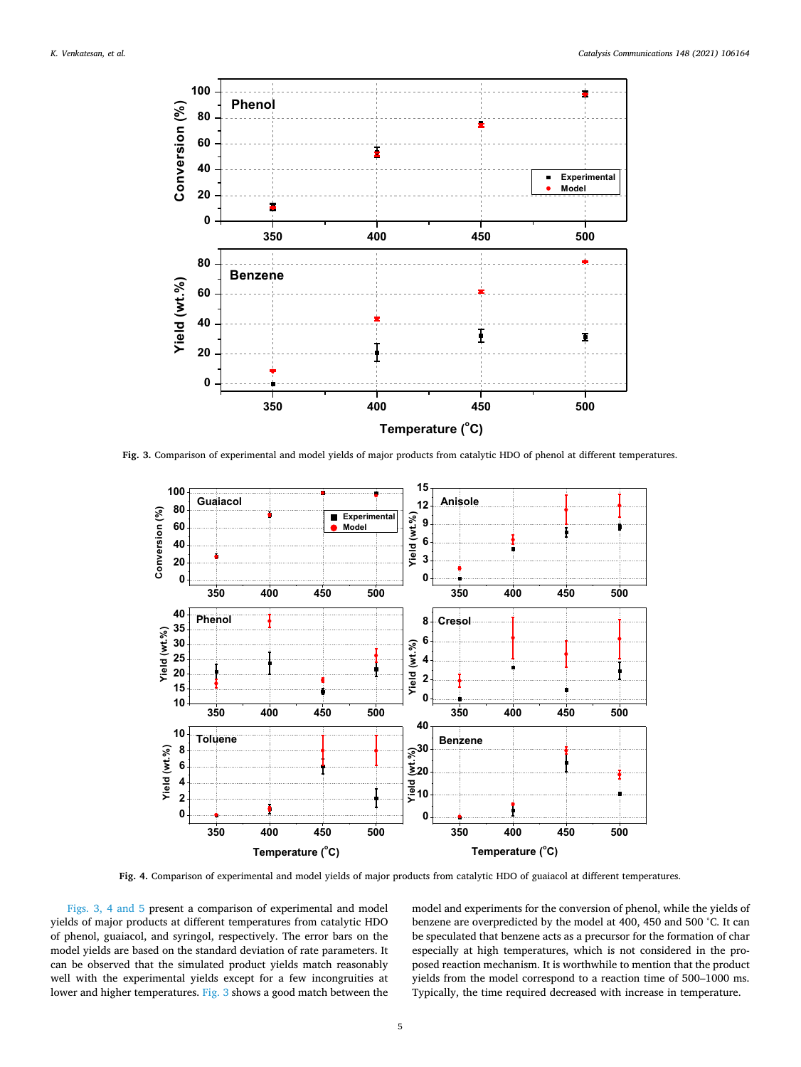**Fig. 3.** Comparison of experimental and model yields of major products from catalytic HDO of phenol at different temperatures.

**Fig. 4.** Comparison of experimental and model yields of major products from catalytic HDO of guaiacol at different temperatures.

Figs. 3, 4 and 5 present a comparison of experimental and model yields of major products at different temperatures from catalytic HDO of phenol, guaiacol, and syringol, respectively. The error bars on the model yields are based on the standard deviation of rate parameters. It can be observed that the simulated product yields match reasonably well with the experimental yields except for a few incongruities at lower and higher temperatures. Fig. 3 shows a good match between the model and experiments for the conversion of phenol, while the yields of benzene are overpredicted by the model at 400, 450 and 500 °C. It can be speculated that benzene acts as a precursor for the formation of char especially at high temperatures, which is not considered in the proposed reaction mechanism. It is worthwhile to mention that the product yields from the model correspond to a reaction time of 500–1000 ms. Typically, the time required decreased with increase in temperature.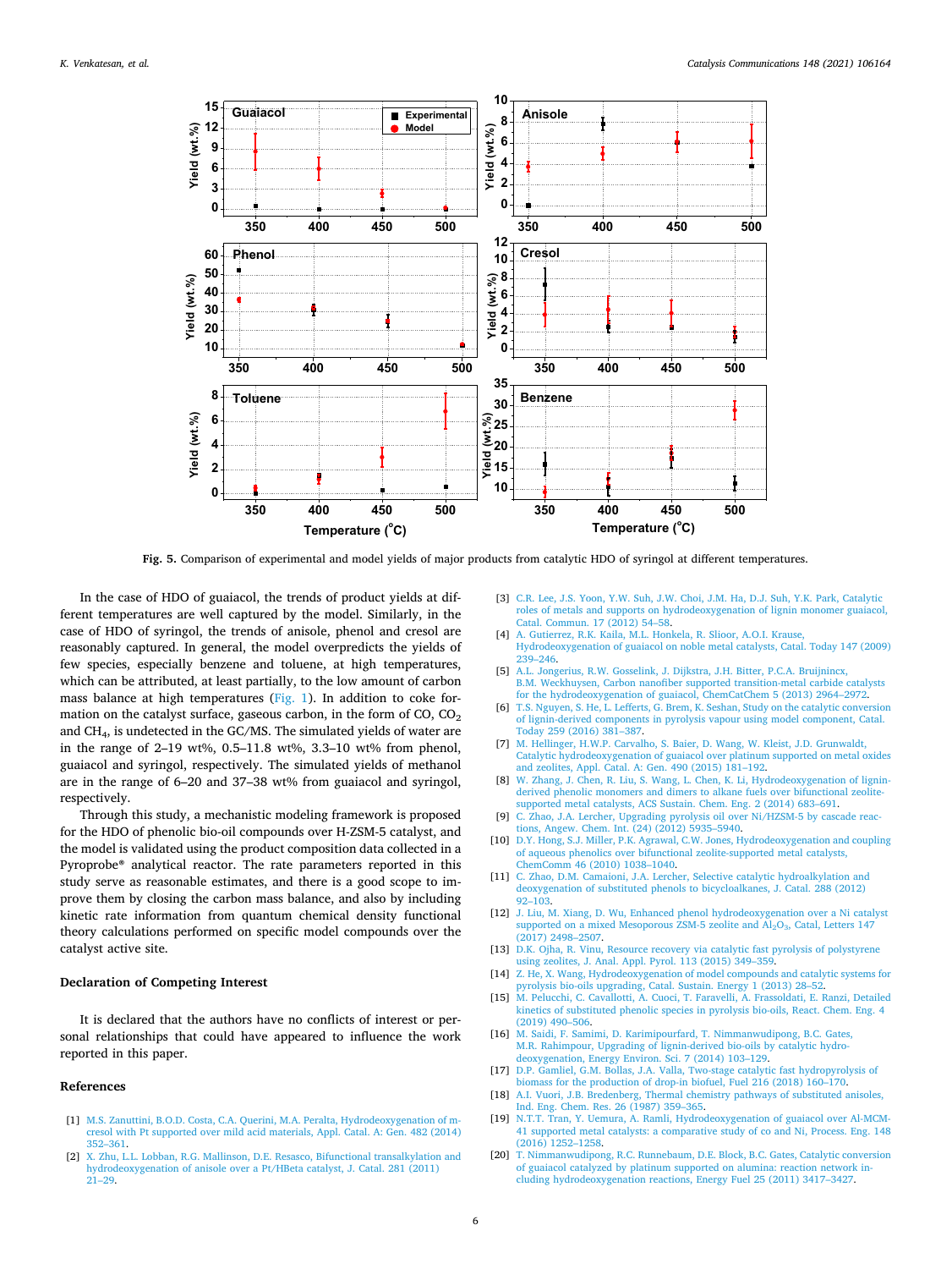Guaiacol
Experimental
Model
Yield (wt.%)
15
12
9
6
3
0
350 400 450 500

Anisole
10
8
6
4
2
0
350 400 450 500

Phenol
Yield (wt.%)
60
50
40
30
20
10
350 400 450 500

Cresol
Yield (wt.%)
12
10
8
6
4
2
0
350 400 450 500

Toluene
Yield (wt.%)
8
6
4
2
0
350 400 450 500
Temperature (°C)

Benzene
Yield (wt.%)
35
30
25
20
15
10
350 400 450 500
Temperature (°C)

**Fig. 5.** Comparison of experimental and model yields of major products from catalytic HDO of syringol at different temperatures.

In the case of HDO of guaiacol, the trends of product yields at different temperatures are well captured by the model. Similarly, in the case of HDO of syringol, the trends of anisole, phenol and cresol are reasonably captured. In general, the model overpredicts the yields of few species, especially benzene and toluene, at high temperatures, which can be attributed, at least partially, to the low amount of carbon mass balance at high temperatures (Fig. 1). In addition to coke formation on the catalyst surface, gaseous carbon, in the form of CO, $CO_2$ and $CH_4$, is undetected in the GC/MS. The simulated yields of water are in the range of 2–19 wt%, 0.5–11.8 wt%, 3.3–10 wt% from phenol, guaiacol and syringol, respectively. The simulated yields of methanol are in the range of 6–20 and 37–38 wt% from guaiacol and syringol, respectively.

Through this study, a mechanistic modeling framework is proposed for the HDO of phenolic bio-oil compounds over H-ZSM-5 catalyst, and the model is validated using the product composition data collected in a Pyroprobe® analytical reactor. The rate parameters reported in this study serve as reasonable estimates, and there is a good scope to improve them by closing the carbon mass balance, and also by including kinetic rate information from quantum chemical density functional theory calculations performed on specific model compounds over the catalyst active site.

## Declaration of Competing Interest

It is declared that the authors have no conflicts of interest or personal relationships that could have appeared to influence the work reported in this paper.

## References

[1] M.S. Zanuttini, B.O.D. Costa, C.A. Querini, M.A. Peralta, Hydrodeoxygenation of m-cresol with Pt supported over mild acid materials, Appl. Catal. A: Gen. 482 (2014) 352–361.

[2] X. Zhu, L.L. Lobban, R.G. Mallinson, D.E. Resasco, Bifunctional transalkylation and hydrodeoxygenation of anisole over a Pt/HBeta catalyst, J. Catal. 281 (2011) 21–29.

[3] C.R. Lee, J.S. Yoon, Y.W. Suh, J.W. Choi, J.M. Ha, D.J. Suh, Y.K. Park, Catalytic roles of metals and supports on hydrodeoxygenation of lignin monomer guaiacol, Catal. Commun. 17 (2012) 54–58.

[4] A. Gutierrez, R.K. Kaila, M.L. Honkela, R. Slioor, A.O.I. Krause, Hydrodeoxygenation of guaiacol on noble metal catalysts, Catal. Today 147 (2009) 239–246.

[5] A.L. Jongerius, R.W. Gosselink, J. Dijkstra, J.H. Bitter, P.C.A. Bruijnincx, B.M. Weckhuysen, Carbon nanofiber supported transition-metal carbide catalysts for the hydrodeoxygenation of guaiacol, ChemCatChem 5 (2013) 2964–2972.

[6] T.S. Nguyen, S. He, L. Lefferts, G. Brem, K. Seshan, Study on the catalytic conversion of lignin-derived components in pyrolysis vapour using model component, Catal. Today 259 (2016) 381–387.

[7] M. Hellinger, H.W.P. Carvalho, S. Baier, D. Wang, W. Kleist, J.D. Grunwaldt, Catalytic hydrodeoxygenation of guaiacol over platinum supported on metal oxides and zeolites, Appl. Catal. A: Gen. 490 (2015) 181–192.

[8] W. Zhang, J. Chen, R. Liu, S. Wang, L. Chen, K. Li, Hydrodeoxygenation of lignin-derived phenolic monomers and dimers to alkane fuels over bifunctional zeolite-supported metal catalysts, ACS Sustain. Chem. Eng. 2 (2014) 683–691.

[9] C. Zhao, J.A. Lercher, Upgrading pyrolysis oil over Ni/HZSM-5 by cascade reactions, Angew. Chem. Int. (24) (2012) 5935–5940.

[10] D.Y. Hong, S.J. Miller, P.K. Agrawal, C.W. Jones, Hydrodeoxygenation and coupling of aqueous phenolics over bifunctional zeolite-supported metal catalysts, ChemComm 46 (2010) 1038–1040.

[11] C. Zhao, D.M. Camaioni, J.A. Lercher, Selective catalytic hydroalkylation and deoxygenation of substituted phenols to bicycloalkanes, J. Catal. 288 (2012) 92–103.

[12] J. Liu, M. Xiang, D. Wu, Enhanced phenol hydrodeoxygenation over a Ni catalyst supported on a mixed Mesoporous ZSM-5 zeolite and $Al_2O_3$, Catal, Letters 147 (2017) 2498–2507.

[13] D.K. Ojha, R. Vinu, Resource recovery via catalytic fast pyrolysis of polystyrene using zeolites, J. Anal. Appl. Pyrol. 113 (2015) 349–359.

[14] Z. He, X. Wang, Hydrodeoxygenation of model compounds and catalytic systems for pyrolysis bio-oils upgrading, Catal. Sustain. Energy 1 (2013) 28–52.

[15] M. Pelucchi, C. Cavallotti, A. Cuoci, T. Faravelli, A. Frassoldati, E. Ranzi, Detailed kinetics of substituted phenolic species in pyrolysis bio-oils, React. Chem. Eng. 4 (2019) 490–506.

[16] M. Saidi, F. Samimi, D. Karimipourfard, T. Nimmanwudipong, B.C. Gates, M.R. Rahimpour, Upgrading of lignin-derived bio-oils by catalytic hydrodeoxygenation, Energy Environ. Sci. 7 (2014) 103–129.

[17] D.P. Gamliel, G.M. Bollas, J.A. Valla, Two-stage catalytic fast hydropyrolysis of biomass for the production of drop-in biofuel, Fuel 216 (2018) 160–170.

[18] A.I. Vuori, J.B. Bredenberg, Thermal chemistry pathways of substituted anisoles, Ind. Eng. Chem. Res. 26 (1987) 359–365.

[19] N.T.T. Tran, Y. Uemura, A. Ramli, Hydrodeoxygenation of guaiacol over Al-MCM-41 supported metal catalysts: a comparative study of co and Ni, Process. Eng. 148 (2016) 1252–1258.

[20] T. Nimmanwudipong, R.C. Runnebaum, D.E. Block, B.C. Gates, Catalytic conversion of guaiacol catalyzed by platinum supported on alumina: reaction network including hydrodeoxygenation reactions, Energy Fuel 25 (2011) 3417–3427.